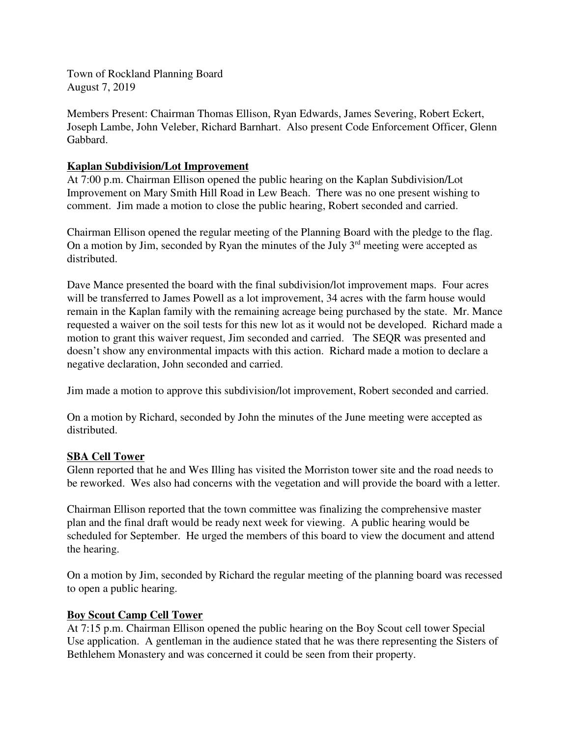Town of Rockland Planning Board
August 7, 2019

Members Present: Chairman Thomas Ellison, Ryan Edwards, James Severing, Robert Eckert, Joseph Lambe, John Veleber, Richard Barnhart. Also present Code Enforcement Officer, Glenn Gabbard.

**Kaplan Subdivision/Lot Improvement**

At 7:00 p.m. Chairman Ellison opened the public hearing on the Kaplan Subdivision/Lot Improvement on Mary Smith Hill Road in Lew Beach. There was no one present wishing to comment. Jim made a motion to close the public hearing, Robert seconded and carried.

Chairman Ellison opened the regular meeting of the Planning Board with the pledge to the flag. On a motion by Jim, seconded by Ryan the minutes of the July 3rd meeting were accepted as distributed.

Dave Mance presented the board with the final subdivision/lot improvement maps. Four acres will be transferred to James Powell as a lot improvement, 34 acres with the farm house would remain in the Kaplan family with the remaining acreage being purchased by the state. Mr. Mance requested a waiver on the soil tests for this new lot as it would not be developed. Richard made a motion to grant this waiver request, Jim seconded and carried. The SEQR was presented and doesn't show any environmental impacts with this action. Richard made a motion to declare a negative declaration, John seconded and carried.

Jim made a motion to approve this subdivision/lot improvement, Robert seconded and carried.

On a motion by Richard, seconded by John the minutes of the June meeting were accepted as distributed.

**SBA Cell Tower**

Glenn reported that he and Wes Illing has visited the Morriston tower site and the road needs to be reworked. Wes also had concerns with the vegetation and will provide the board with a letter.

Chairman Ellison reported that the town committee was finalizing the comprehensive master plan and the final draft would be ready next week for viewing. A public hearing would be scheduled for September. He urged the members of this board to view the document and attend the hearing.

On a motion by Jim, seconded by Richard the regular meeting of the planning board was recessed to open a public hearing.

**Boy Scout Camp Cell Tower**

At 7:15 p.m. Chairman Ellison opened the public hearing on the Boy Scout cell tower Special Use application. A gentleman in the audience stated that he was there representing the Sisters of Bethlehem Monastery and was concerned it could be seen from their property.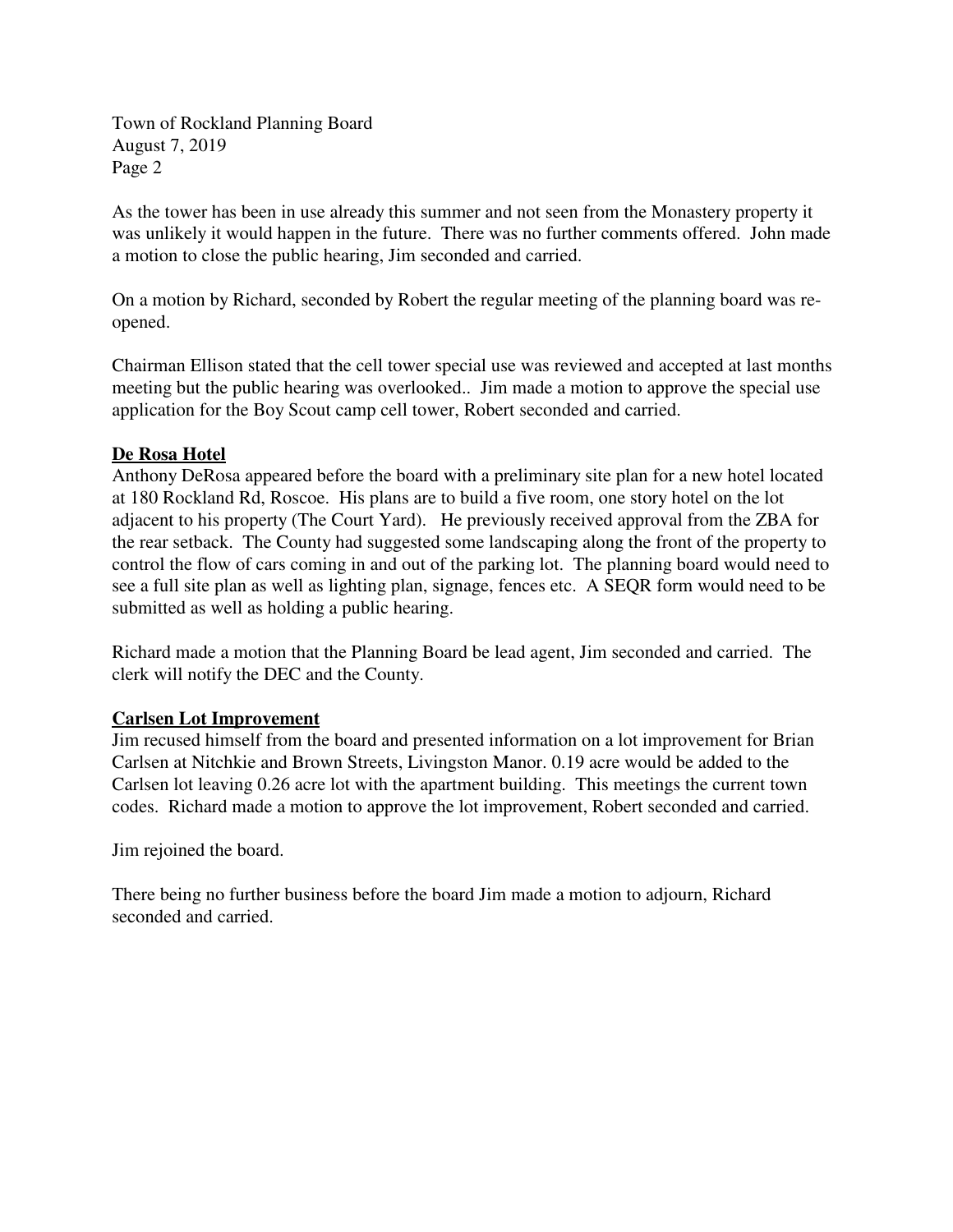As the tower has been in use already this summer and not seen from the Monastery property it was unlikely it would happen in the future. There was no further comments offered. John made a motion to close the public hearing, Jim seconded and carried.

On a motion by Richard, seconded by Robert the regular meeting of the planning board was re-opened.

Chairman Ellison stated that the cell tower special use was reviewed and accepted at last months meeting but the public hearing was overlooked.. Jim made a motion to approve the special use application for the Boy Scout camp cell tower, Robert seconded and carried.

**De Rosa Hotel**

Anthony DeRosa appeared before the board with a preliminary site plan for a new hotel located at 180 Rockland Rd, Roscoe. His plans are to build a five room, one story hotel on the lot adjacent to his property (The Court Yard). He previously received approval from the ZBA for the rear setback. The County had suggested some landscaping along the front of the property to control the flow of cars coming in and out of the parking lot. The planning board would need to see a full site plan as well as lighting plan, signage, fences etc. A SEQR form would need to be submitted as well as holding a public hearing.

Richard made a motion that the Planning Board be lead agent, Jim seconded and carried. The clerk will notify the DEC and the County.

**Carlsen Lot Improvement**

Jim recused himself from the board and presented information on a lot improvement for Brian Carlsen at Nitchkie and Brown Streets, Livingston Manor. 0.19 acre would be added to the Carlsen lot leaving 0.26 acre lot with the apartment building. This meetings the current town codes. Richard made a motion to approve the lot improvement, Robert seconded and carried.

Jim rejoined the board.

There being no further business before the board Jim made a motion to adjourn, Richard seconded and carried.